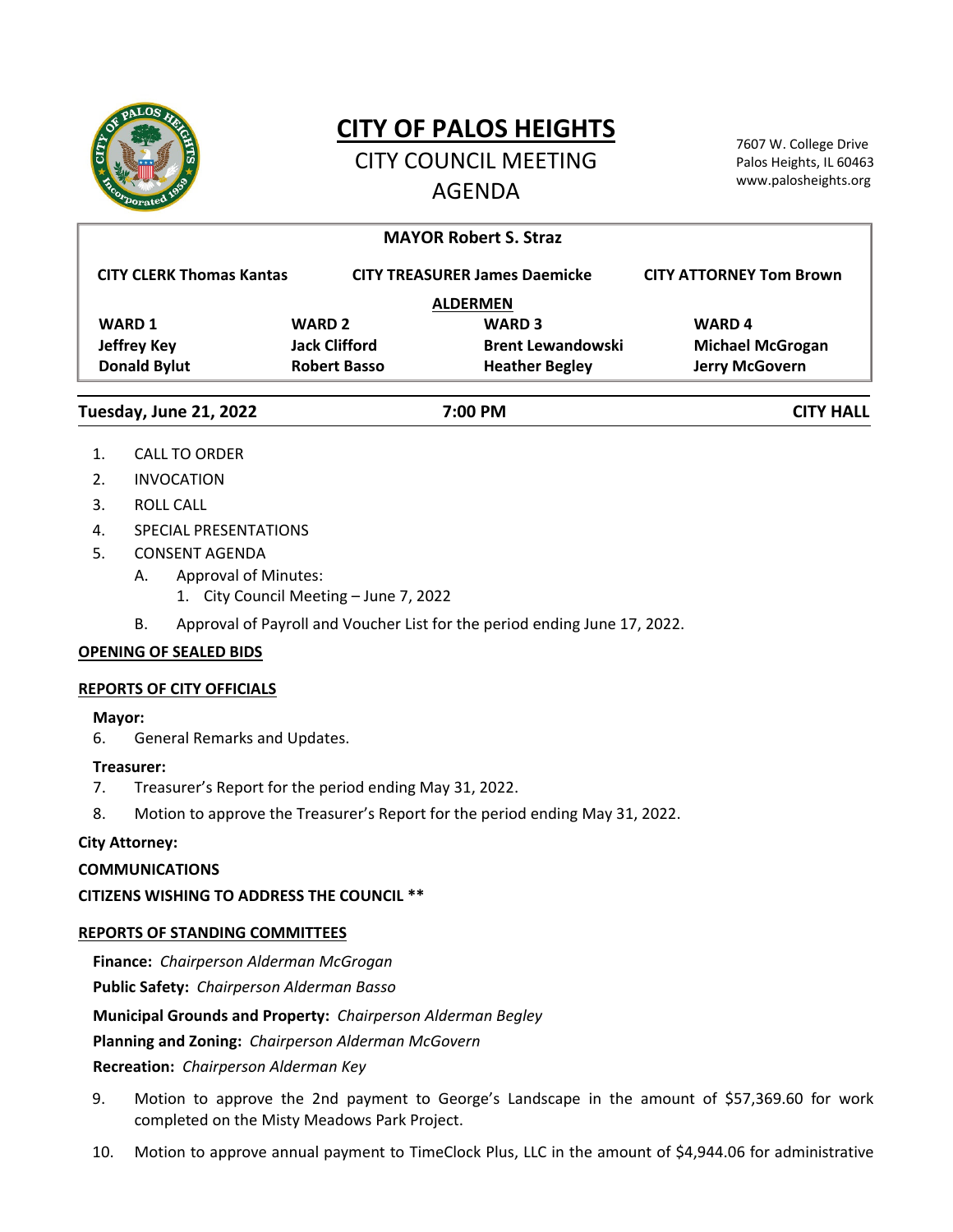# CITY OF PALOS HEIGHTS

## CITY COUNCIL MEETING
## AGENDA

7607 W. College Drive
Palos Heights, IL 60463
www.palosheights.org

**MAYOR Robert S. Straz**

| CITY CLERK Thomas Kantas | CITY TREASURER James Daemicke | CITY ATTORNEY Tom Brown |
|---|---|---|

**ALDERMEN**

| WARD 1 | WARD 2 | WARD 3 | WARD 4 |
|---|---|---|---|
| **Jeffrey Key** | **Jack Clifford** | **Brent Lewandowski** | **Michael McGrogan** |
| **Donald Bylut** | **Robert Basso** | **Heather Begley** | **Jerry McGovern** |

**Tuesday, June 21, 2022** | **7:00 PM** | **CITY HALL**

1. CALL TO ORDER
2. INVOCATION
3. ROLL CALL
4. SPECIAL PRESENTATIONS
5. CONSENT AGENDA
   - A. Approval of Minutes:
     1. City Council Meeting – June 7, 2022
   - B. Approval of Payroll and Voucher List for the period ending June 17, 2022.

**OPENING OF SEALED BIDS**

**REPORTS OF CITY OFFICIALS**

**Mayor:**

6. General Remarks and Updates.

**Treasurer:**

7. Treasurer's Report for the period ending May 31, 2022.
8. Motion to approve the Treasurer's Report for the period ending May 31, 2022.

**City Attorney:**

**COMMUNICATIONS**

**CITIZENS WISHING TO ADDRESS THE COUNCIL \*\***

**REPORTS OF STANDING COMMITTEES**

**Finance:** *Chairperson Alderman McGrogan*

**Public Safety:** *Chairperson Alderman Basso*

**Municipal Grounds and Property:** *Chairperson Alderman Begley*

**Planning and Zoning:** *Chairperson Alderman McGovern*

**Recreation:** *Chairperson Alderman Key*

9. Motion to approve the 2nd payment to George's Landscape in the amount of $57,369.60 for work completed on the Misty Meadows Park Project.
10. Motion to approve annual payment to TimeClock Plus, LLC in the amount of $4,944.06 for administrative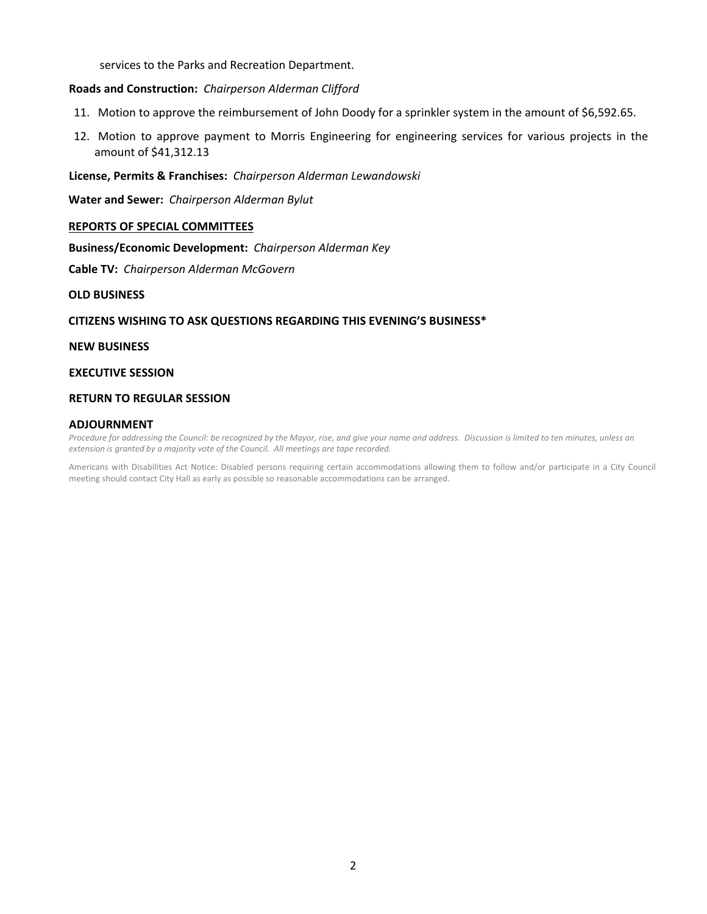services to the Parks and Recreation Department.

**Roads and Construction:** *Chairperson Alderman Clifford*

11. Motion to approve the reimbursement of John Doody for a sprinkler system in the amount of $6,592.65.
12. Motion to approve payment to Morris Engineering for engineering services for various projects in the amount of $41,312.13

**License, Permits & Franchises:** *Chairperson Alderman Lewandowski*

**Water and Sewer:** *Chairperson Alderman Bylut*

**REPORTS OF SPECIAL COMMITTEES**

**Business/Economic Development:** *Chairperson Alderman Key*

**Cable TV:** *Chairperson Alderman McGovern*

**OLD BUSINESS**

**CITIZENS WISHING TO ASK QUESTIONS REGARDING THIS EVENING'S BUSINESS***

**NEW BUSINESS**

**EXECUTIVE SESSION**

**RETURN TO REGULAR SESSION**

**ADJOURNMENT**

*Procedure for addressing the Council: be recognized by the Mayor, rise, and give your name and address. Discussion is limited to ten minutes, unless an extension is granted by a majority vote of the Council. All meetings are tape recorded.*

Americans with Disabilities Act Notice: Disabled persons requiring certain accommodations allowing them to follow and/or participate in a City Council meeting should contact City Hall as early as possible so reasonable accommodations can be arranged.